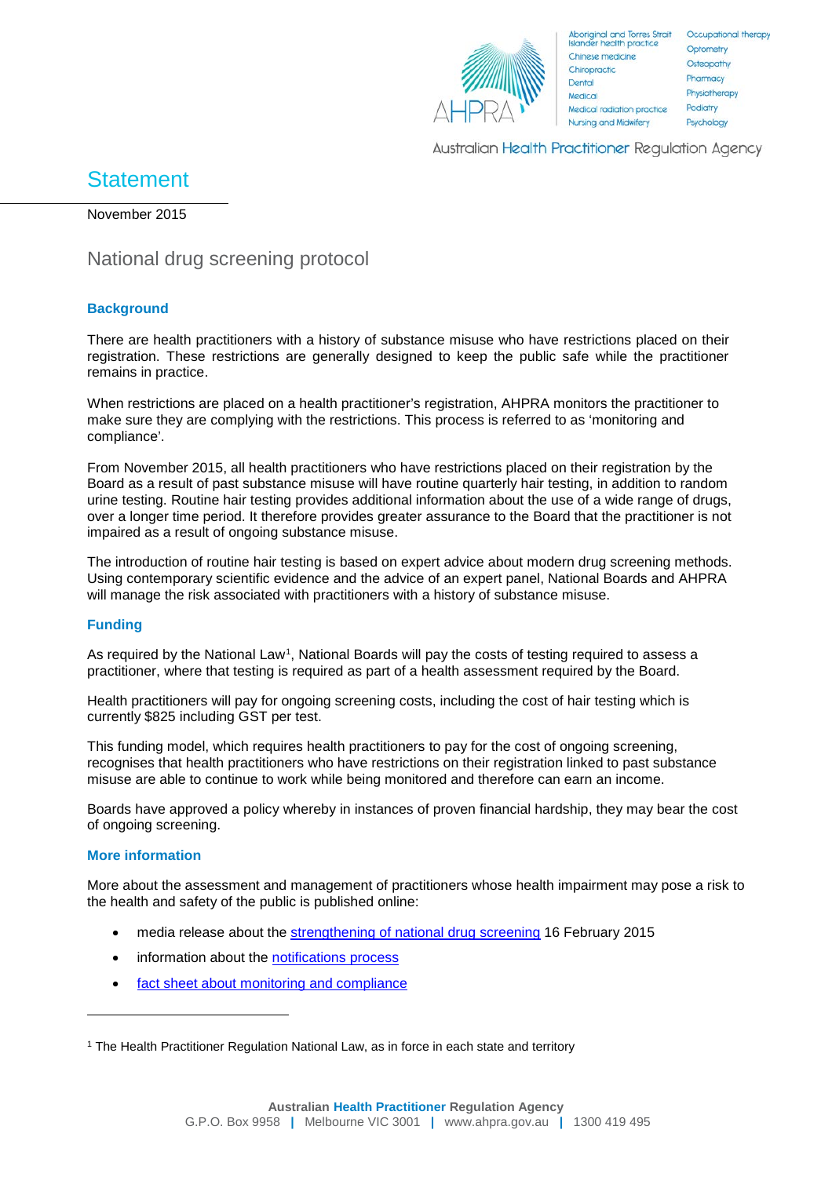# Statement

November 2015

## National drug screening protocol

### Background

There are health practitioners with a history of substance misuse who have restrictions placed on their registration. These restrictions are generally designed to keep the public safe while the practitioner remains in practice.

When restrictions are placed on a health practitioner's registration, AHPRA monitors the practitioner to make sure they are complying with the restrictions. This process is referred to as 'monitoring and compliance'.

From November 2015, all health practitioners who have restrictions placed on their registration by the Board as a result of past substance misuse will have routine quarterly hair testing, in addition to random urine testing. Routine hair testing provides additional information about the use of a wide range of drugs, over a longer time period. It therefore provides greater assurance to the Board that the practitioner is not impaired as a result of ongoing substance misuse.

The introduction of routine hair testing is based on expert advice about modern drug screening methods. Using contemporary scientific evidence and the advice of an expert panel, National Boards and AHPRA will manage the risk associated with practitioners with a history of substance misuse.

### Funding

As required by the National Law[1], National Boards will pay the costs of testing required to assess a practitioner, where that testing is required as part of a health assessment required by the Board.

Health practitioners will pay for ongoing screening costs, including the cost of hair testing which is currently $825 including GST per test.

This funding model, which requires health practitioners to pay for the cost of ongoing screening, recognises that health practitioners who have restrictions on their registration linked to past substance misuse are able to continue to work while being monitored and therefore can earn an income.

Boards have approved a policy whereby in instances of proven financial hardship, they may bear the cost of ongoing screening.

### More information

More about the assessment and management of practitioners whose health impairment may pose a risk to the health and safety of the public is published online:

- media release about the strengthening of national drug screening 16 February 2015
- information about the notifications process
- fact sheet about monitoring and compliance

---

[1] The Health Practitioner Regulation National Law, as in force in each state and territory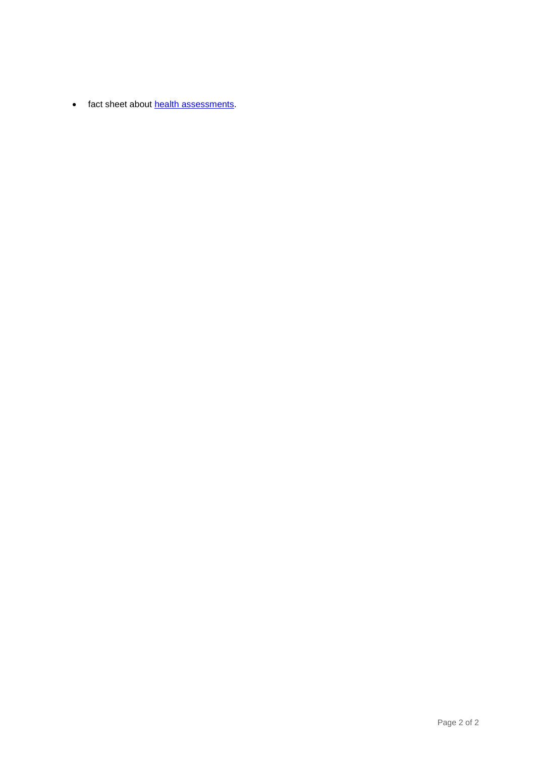- fact sheet about health assessments.